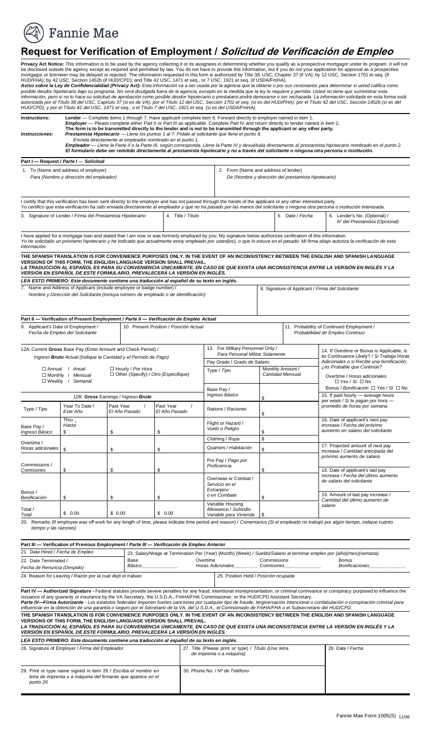Fannie Mae

# Request for Verification of Employment / *Solicitud de Verificación de Empleo*

**Privacy Act Notice:** This information is to be used by the agency collecting it or its assignees in determining whether you qualify as a prospective mortgagor under its program. It will not be disclosed outside the agency except as required and permitted by law. You do not have to provide this information, but if you do not your application for approval as a prospective mortgagor or borrower may be delayed or rejected. The information requested in this form is authorized by Title 38, USC, Chapter 37 (if VA); by 12 USC, Section 1701 et seq. (if HUD/FHA); by 42 USC, Section 1452b (if HUD/CPD); and Title 42 USC, 1471 et seq., or 7 USC, 1921 et seq. (if USDA/FmHA).

***Aviso sobre la Ley de Confidencialidad (Privacy Act):*** *Esta información va a ser usada por la agencia que la obtiene o por sus cesionarios para determinar si usted califica como posible deudor hipotecario bajo su programa. No será divulgada fuera de la agencia, excepto en la medida que la ley lo requiere y permita. Usted no tiene que suministrar esta información, pero si no lo hace su solicitud de aprobación como posible deudor hipotecario o prestatario podrá demorarse o ser rechazada. La información solicitada en esta forma está autorizada por el Título 38 del USC, Capítulo 37 (si es de VA); por el Título 12 del USC, Sección 1701 et seq. (si es del HUD/FHA); por el Título 42 del USC, Sección 1452b (si es del HUD/CPD), y por el Título 42 del USC, 1471 et seq., o el Título 7 del USC, 1921 et seq. (si es del USDA/FmHA).*

**Instructions:**
**Lender** — Complete items 1 through 7. Have applicant complete item 8. Forward directly to employer named in item 1.
**Employer** — Please complete either Part II or Part III as applicable. Complete Part IV and return directly to lender named in item 2.
**The form is to be transmitted directly to the lender and is not to be transmitted through the applicant or any other party.**

***Instrucciones:***
***Prestamista Hipotecario** — Llene los puntos 1 al 7. Pídale al solicitante que llene el punto 8. Envíela directamente al empleador nombrado en el punto 1.*
***Empleador** — Llene la Parte II o la Parte III, según corresponda. Llene la Parte IV y devuélvala directamente al prestamista hipotecario nombrado en el punto 2.*
***El formulario debe ser remitido directamente al prestamista hipotecario y no a través del solicitante o ninguna otra persona o institución.***

## Part I — Request / *Parte I — Solicitud*

| 1. To (Name and address of employer) / *Para (Nombre y dirección del empleador)* | 2. From (Name and address of lender) / *De (Nombre y dirección del prestamista hipotecario)* |
|---|---|
| | |

I certify that this verification has been sent directly to the employer and has not passed through the hands of the applicant or any other interested party.
*Yo certifico que esta verificación ha sido enviada directamente al empleador y que no ha pasado por las manos del solicitante o ninguna otra persona o institución interesada.*

| 3. Signature of Lender / *Firma del Prestamista Hipotecario* | 4. Title / *Título* | 5. Date / *Fecha* | 6. Lender's No. (Optional) / *N° del Prestamista (Opcional)* |
|---|---|---|---|
| | | | |

I have applied for a mortgage loan and stated that I am now or was formerly employed by you. My signature below authorizes verification of this information.
*Yo he solicitado un préstamo hipotecario y he indicado que actualmente estoy empleado por usted(es), o que lo estuve en el pasado. Mi firma abajo autoriza la verificación de esta información.*

**THE SPANISH TRANSLATION IS FOR CONVENIENCE PURPOSES ONLY. IN THE EVENT OF AN INCONSISTENCY BETWEEN THE ENGLISH AND SPANISH LANGUAGE VERSIONS OF THIS FORM, THE ENGLISH LANGUAGE VERSION SHALL PREVAIL.**
***LA TRADUCCIÓN AL ESPAÑOL ES PARA SU CONVENIENCIA ÚNICAMENTE. EN CASO DE QUE EXISTA UNA INCONSISTENCIA ENTRE LA VERSIÓN EN INGLÉS Y LA VERSIÓN EN ESPAÑOL DE ESTE FORMULARIO, PREVALECERÁ LA VERSIÓN EN INGLÉS.***

***LEA ESTO PRIMERO: Este documento contiene una traducción al español de su texto en inglés.***

| 7. Name and Address of Applicant (include employee or badge number) / *Nombre y Dirección del Solicitante (incluya número de empleado o de identificación)* | 8. Signature of Applicant / *Firma del Solicitante* |
|---|---|
| | |

## Part II — Verification of Present Employment / *Parte II — Verificación de Empleo Actual*

| 9. Applicant's Date of Employment / *Fecha de Empleo del Solicitante* | 10. Present Position / *Posición Actual* | 11. Probability of Continued Employment / *Probabilidad de Empleo Continuo* |
|---|---|---|
| | | |

**12A. Current Gross Base Pay (Enter Amount and Check Period) /** *Ingreso **Bruto** Actual (Indique la Cantidad y el Período de Pago)*

☐ Annual / *Anual* ☐ Monthly / *Mensual* ☐ Weekly / *Semanal* ☐ Hourly / *Por Hora* ☐ Other (Specify) / *Otro (Especifique)*

**12B. Gross Earnings / *Ingreso Bruto***

| Type / *Tipo* | Year To Date / *Este Año* | Past Year / *El Año Pasado* | Past Year / *El Año Pasado* |
|---|---|---|---|
| Base Pay / *Ingreso Básico* | Thru _ / *Hasta* $ | $ | $ |
| Overtime / *Horas adicionales* | $ | $ | $ |
| Commissions / *Comisiones* | $ | $ | $ |
| Bonus / *Bonificación* | $ | $ | $ |
| Total / *Total* | $ 0.00 | $ 0.00 | $ 0.00 |

**13. For Military Personnel Only / *Para Personal Militar Solamente***

Pay Grade / *Grado de Salario*

| Type / *Tipo* | Monthly Amount / *Cantidad Mensual* |
|---|---|
| Base Pay / *Ingreso Básico* | $ |
| Rations / *Raciones* | $ |
| Flight or Hazard / *Vuelo o Peligro* | $ |
| Clothing / *Ropa* | $ |
| Quarters / *Habitación* | $ |
| Pro Pay / *Pago por Proficiencia* | $ |
| Overseas or Combat / *Servicio en el Extranjero o en Combate* | $ |
| Variable Housing Allowance / *Subsidio Variable para Vivienda* | $ |

14. If Overtime or Bonus is Applicable, is its Continuance Likely? / *Si Trabaja Horas Adicionales o si Recibe una bonificación, ¿es Probable que Continúe?*
Overtime / *Horas adicionales* ☐ Yes / *Sí* ☐ No
Bonus / *Bonificación* ☐ Yes / *Sí* ☐ No

15. If paid hourly — average hours per week / *Si le pagan por hora — promedio de horas por semana*

16. Date of applicant's next pay increase / *Fecha del próximo aumento en salario del solicitante*

17. Projected amount of next pay increase / *Cantidad anticipada del próximo aumento de salario*

18. Date of applicant's last pay increase / *Fecha del último aumento de salario del solicitante*

19. Amount of last pay increase / *Cantidad del último aumento de salario*

20. Remarks (If employee was off work for any length of time, please indicate time period and reason) / *Comentarios (Si el empleado no trabajó por algún tiempo, indique cuánto tiempo y las razones)*

## Part III — Verification of Previous Employment / *Parte III — Verificación de Empleo Anterior*

| 21. Date Hired / *Fecha de Empleo* | 23. Salary/Wage at Termination Per (Year) (Month) (Week) / *Sueldo/Salario al terminar empleo por (año)(mes)(semana)* | | | |
|---|---|---|---|---|
| 22. Date Terminated / *Fecha de Renuncia (Despido)* | Base / *Básico*\_\_\_\_\_\_\_\_\_\_ | Overtime / *Horas Adicionales*\_\_\_\_\_\_\_\_ | Commissions / *Comisiones*\_\_\_\_\_\_\_\_\_\_ | Bonus / *Bonificaciones*\_\_\_\_\_\_\_\_\_\_ |
| 24. Reason for Leaving / *Razón por la cual dejó el trabajo* | 25. Position Held / *Posición ocupada* | | | |

**Part IV — Authorized Signature -** Federal statutes provide severe penalties for any fraud, intentional misrepresentation, or criminal connivance or conspiracy purposed to influence the issuance of any guaranty or insurance by the VA Secretary, the U.S.D.A., FmHA/FHA Commissioner, or the HUD/CPD Assistant Secretary.
***Parte IV—Firma Autorizante** - Los estatutos federales imponen fuertes sanciones por cualquier tipo de fraude, tergiversación intencional o confabulación o conspiración criminal para influenciar en la obtención de una garantía o seguro por el Secretario de la VA, del U.S.D.A., el Comisionado de FmHA/FHA o el Subsecretario del HUD/CPD.*

**THE SPANISH TRANSLATION IS FOR CONVENIENCE PURPOSES ONLY. IN THE EVENT OF AN INCONSISTENCY BETWEEN THE ENGLISH AND SPANISH LANGUAGE VERSIONS OF THIS FORM, THE ENGLISH LANGUAGE VERSION SHALL PREVAIL.**
***LA TRADUCCIÓN AL ESPAÑOL ES PARA SU CONVENIENCIA ÚNICAMENTE. EN CASO DE QUE EXISTA UNA INCONSISTENCIA ENTRE LA VERSIÓN EN INGLÉS Y LA VERSIÓN EN ESPAÑOL DE ESTE FORMULARIO, PREVALECERÁ LA VERSIÓN EN INGLÉS.***

***LEA ESTO PRIMERO: Este documento contiene una traducción al español de su texto en inglés.***

| 26. Signature of Employer / *Firma del Empleador* | 27. Title (Please print or type) / *Título (Use letra de imprenta o a máquina)* | 28. Date / *Fecha* |
|---|---|---|
| 29. Print or type name signed in item 26 / *Escriba el nombre en letra de imprenta o a máquina del firmante que aparece en el punto 26* | 30. Phone No. / *Nº de Teléfono* | |

Fannie Mae Form 1005(S) 11/96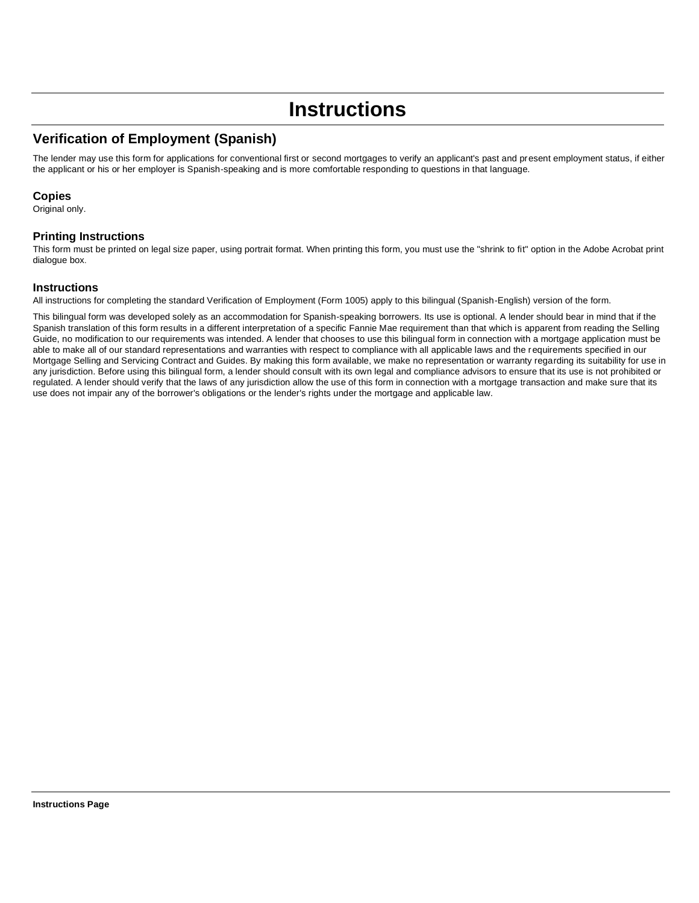# Instructions

## Verification of Employment (Spanish)

The lender may use this form for applications for conventional first or second mortgages to verify an applicant's past and present employment status, if either the applicant or his or her employer is Spanish-speaking and is more comfortable responding to questions in that language.

### Copies

Original only.

### Printing Instructions

This form must be printed on legal size paper, using portrait format. When printing this form, you must use the "shrink to fit" option in the Adobe Acrobat print dialogue box.

### Instructions

All instructions for completing the standard Verification of Employment (Form 1005) apply to this bilingual (Spanish-English) version of the form.

This bilingual form was developed solely as an accommodation for Spanish-speaking borrowers. Its use is optional. A lender should bear in mind that if the Spanish translation of this form results in a different interpretation of a specific Fannie Mae requirement than that which is apparent from reading the Selling Guide, no modification to our requirements was intended. A lender that chooses to use this bilingual form in connection with a mortgage application must be able to make all of our standard representations and warranties with respect to compliance with all applicable laws and the requirements specified in our Mortgage Selling and Servicing Contract and Guides. By making this form available, we make no representation or warranty regarding its suitability for use in any jurisdiction. Before using this bilingual form, a lender should consult with its own legal and compliance advisors to ensure that its use is not prohibited or regulated. A lender should verify that the laws of any jurisdiction allow the use of this form in connection with a mortgage transaction and make sure that its use does not impair any of the borrower's obligations or the lender's rights under the mortgage and applicable law.